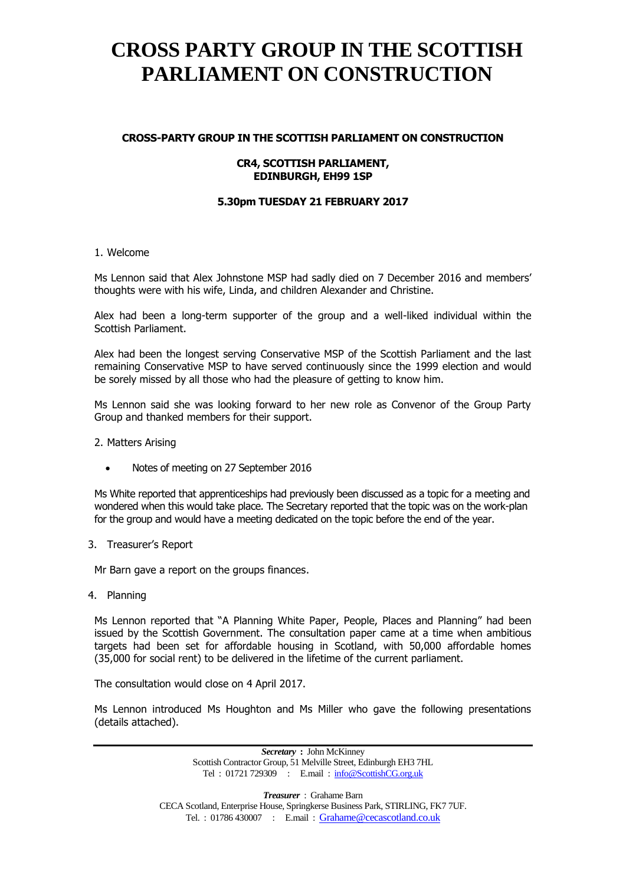# CROSS PARTY GROUP IN THE SCOTTISH PARLIAMENT ON CONSTRUCTION

**CROSS-PARTY GROUP IN THE SCOTTISH PARLIAMENT ON CONSTRUCTION**

**CR4, SCOTTISH PARLIAMENT,
EDINBURGH, EH99 1SP**

**5.30pm TUESDAY 21 FEBRUARY 2017**

1. Welcome

Ms Lennon said that Alex Johnstone MSP had sadly died on 7 December 2016 and members' thoughts were with his wife, Linda, and children Alexander and Christine.

Alex had been a long-term supporter of the group and a well-liked individual within the Scottish Parliament.

Alex had been the longest serving Conservative MSP of the Scottish Parliament and the last remaining Conservative MSP to have served continuously since the 1999 election and would be sorely missed by all those who had the pleasure of getting to know him.

Ms Lennon said she was looking forward to her new role as Convenor of the Group Party Group and thanked members for their support.

2. Matters Arising

- Notes of meeting on 27 September 2016

Ms White reported that apprenticeships had previously been discussed as a topic for a meeting and wondered when this would take place. The Secretary reported that the topic was on the work-plan for the group and would have a meeting dedicated on the topic before the end of the year.

3. Treasurer's Report

Mr Barn gave a report on the groups finances.

4. Planning

Ms Lennon reported that "A Planning White Paper, People, Places and Planning" had been issued by the Scottish Government. The consultation paper came at a time when ambitious targets had been set for affordable housing in Scotland, with 50,000 affordable homes (35,000 for social rent) to be delivered in the lifetime of the current parliament.

The consultation would close on 4 April 2017.

Ms Lennon introduced Ms Houghton and Ms Miller who gave the following presentations (details attached).

***Secretary*** **:** John McKinney
Scottish Contractor Group, 51 Melville Street, Edinburgh EH3 7HL
Tel : 01721 729309 : E.mail : info@ScottishCG.org.uk

***Treasurer*** : Grahame Barn
CECA Scotland, Enterprise House, Springkerse Business Park, STIRLING, FK7 7UF.
Tel. : 01786 430007 : E.mail : Grahame@cecascotland.co.uk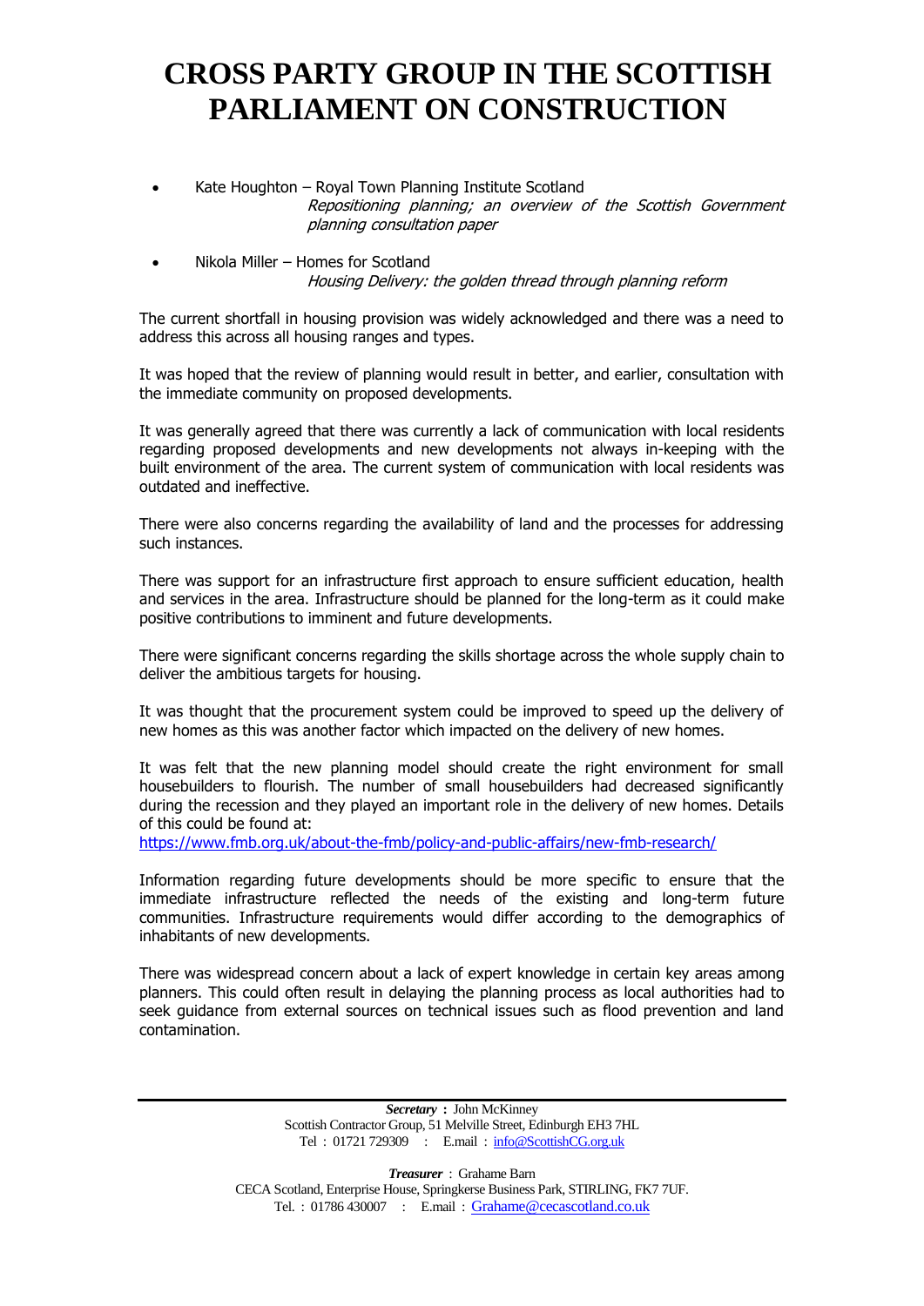# CROSS PARTY GROUP IN THE SCOTTISH PARLIAMENT ON CONSTRUCTION

- Kate Houghton – Royal Town Planning Institute Scotland
  *Repositioning planning; an overview of the Scottish Government planning consultation paper*

- Nikola Miller – Homes for Scotland
  *Housing Delivery: the golden thread through planning reform*

The current shortfall in housing provision was widely acknowledged and there was a need to address this across all housing ranges and types.

It was hoped that the review of planning would result in better, and earlier, consultation with the immediate community on proposed developments.

It was generally agreed that there was currently a lack of communication with local residents regarding proposed developments and new developments not always in-keeping with the built environment of the area. The current system of communication with local residents was outdated and ineffective.

There were also concerns regarding the availability of land and the processes for addressing such instances.

There was support for an infrastructure first approach to ensure sufficient education, health and services in the area. Infrastructure should be planned for the long-term as it could make positive contributions to imminent and future developments.

There were significant concerns regarding the skills shortage across the whole supply chain to deliver the ambitious targets for housing.

It was thought that the procurement system could be improved to speed up the delivery of new homes as this was another factor which impacted on the delivery of new homes.

It was felt that the new planning model should create the right environment for small housebuilders to flourish. The number of small housebuilders had decreased significantly during the recession and they played an important role in the delivery of new homes. Details of this could be found at:
https://www.fmb.org.uk/about-the-fmb/policy-and-public-affairs/new-fmb-research/

Information regarding future developments should be more specific to ensure that the immediate infrastructure reflected the needs of the existing and long-term future communities. Infrastructure requirements would differ according to the demographics of inhabitants of new developments.

There was widespread concern about a lack of expert knowledge in certain key areas among planners. This could often result in delaying the planning process as local authorities had to seek guidance from external sources on technical issues such as flood prevention and land contamination.

***Secretary*** **:** John McKinney
Scottish Contractor Group, 51 Melville Street, Edinburgh EH3 7HL
Tel : 01721 729309 : E.mail : info@ScottishCG.org.uk

***Treasurer*** : Grahame Barn
CECA Scotland, Enterprise House, Springkerse Business Park, STIRLING, FK7 7UF.
Tel. : 01786 430007 : E.mail : Grahame@cecascotland.co.uk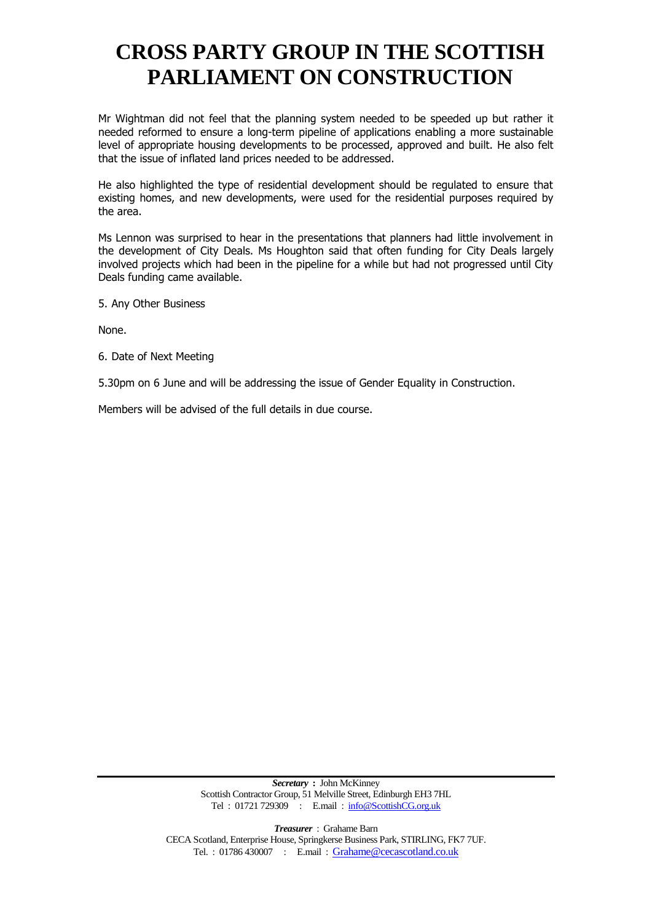# CROSS PARTY GROUP IN THE SCOTTISH PARLIAMENT ON CONSTRUCTION

Mr Wightman did not feel that the planning system needed to be speeded up but rather it needed reformed to ensure a long-term pipeline of applications enabling a more sustainable level of appropriate housing developments to be processed, approved and built. He also felt that the issue of inflated land prices needed to be addressed.

He also highlighted the type of residential development should be regulated to ensure that existing homes, and new developments, were used for the residential purposes required by the area.

Ms Lennon was surprised to hear in the presentations that planners had little involvement in the development of City Deals. Ms Houghton said that often funding for City Deals largely involved projects which had been in the pipeline for a while but had not progressed until City Deals funding came available.

5. Any Other Business

None.

6. Date of Next Meeting

5.30pm on 6 June and will be addressing the issue of Gender Equality in Construction.

Members will be advised of the full details in due course.

***Secretary*** **:** John McKinney
Scottish Contractor Group, 51 Melville Street, Edinburgh EH3 7HL
Tel : 01721 729309 : E.mail : info@ScottishCG.org.uk

***Treasurer*** : Grahame Barn
CECA Scotland, Enterprise House, Springkerse Business Park, STIRLING, FK7 7UF.
Tel. : 01786 430007 : E.mail : Grahame@cecascotland.co.uk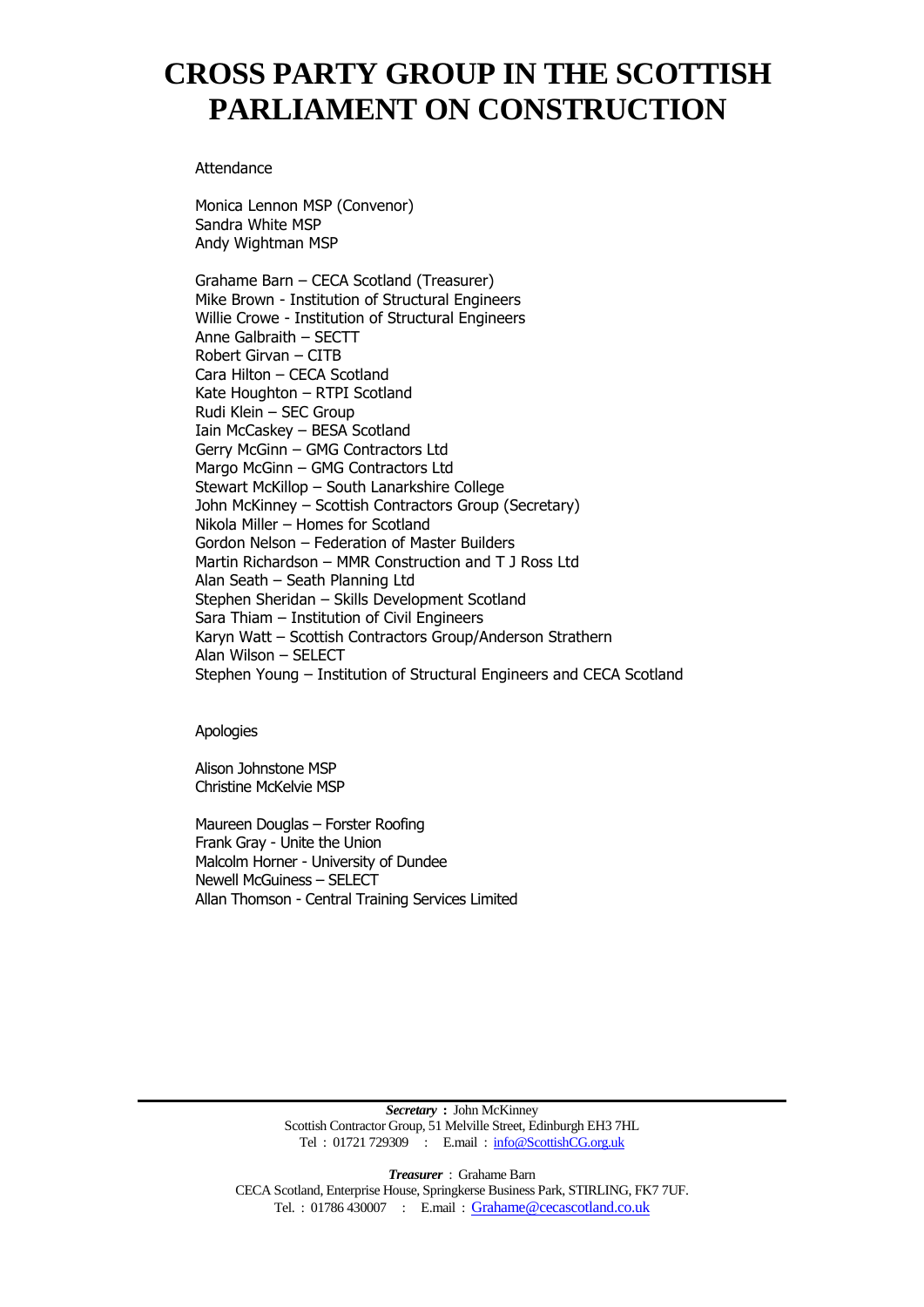# CROSS PARTY GROUP IN THE SCOTTISH PARLIAMENT ON CONSTRUCTION

Attendance

Monica Lennon MSP (Convenor)
Sandra White MSP
Andy Wightman MSP

Grahame Barn – CECA Scotland (Treasurer)
Mike Brown - Institution of Structural Engineers
Willie Crowe - Institution of Structural Engineers
Anne Galbraith – SECTT
Robert Girvan – CITB
Cara Hilton – CECA Scotland
Kate Houghton – RTPI Scotland
Rudi Klein – SEC Group
Iain McCaskey – BESA Scotland
Gerry McGinn – GMG Contractors Ltd
Margo McGinn – GMG Contractors Ltd
Stewart McKillop – South Lanarkshire College
John McKinney – Scottish Contractors Group (Secretary)
Nikola Miller – Homes for Scotland
Gordon Nelson – Federation of Master Builders
Martin Richardson – MMR Construction and T J Ross Ltd
Alan Seath – Seath Planning Ltd
Stephen Sheridan – Skills Development Scotland
Sara Thiam – Institution of Civil Engineers
Karyn Watt – Scottish Contractors Group/Anderson Strathern
Alan Wilson – SELECT
Stephen Young – Institution of Structural Engineers and CECA Scotland

Apologies

Alison Johnstone MSP
Christine McKelvie MSP

Maureen Douglas – Forster Roofing
Frank Gray - Unite the Union
Malcolm Horner - University of Dundee
Newell McGuiness – SELECT
Allan Thomson - Central Training Services Limited

***Secretary*** **:** John McKinney
Scottish Contractor Group, 51 Melville Street, Edinburgh EH3 7HL
Tel : 01721 729309 : E.mail : info@ScottishCG.org.uk

***Treasurer*** : Grahame Barn
CECA Scotland, Enterprise House, Springkerse Business Park, STIRLING, FK7 7UF.
Tel. : 01786 430007 : E.mail : Grahame@cecascotland.co.uk